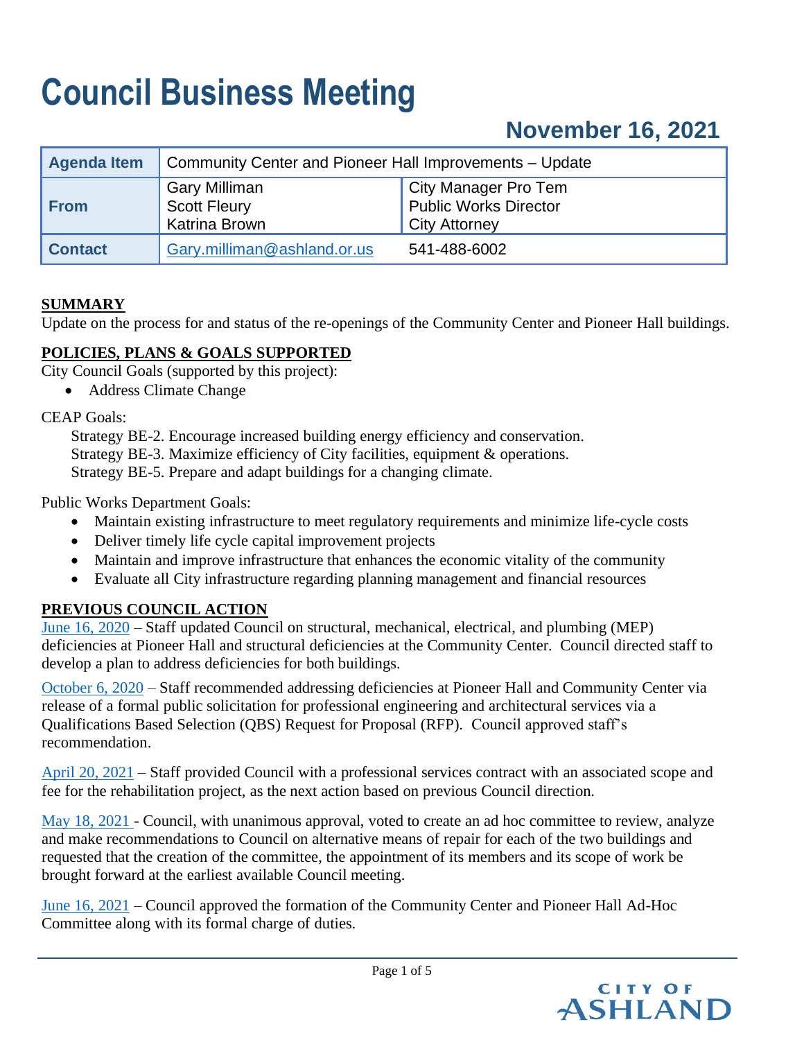# Council Business Meeting

## November 16, 2021

| Agenda Item | Community Center and Pioneer Hall Improvements – Update | |
|---|---|---|
| From | Gary Milliman<br>Scott Fleury<br>Katrina Brown | City Manager Pro Tem<br>Public Works Director<br>City Attorney |
| Contact | Gary.milliman@ashland.or.us | 541-488-6002 |

**SUMMARY**

Update on the process for and status of the re-openings of the Community Center and Pioneer Hall buildings.

**POLICIES, PLANS & GOALS SUPPORTED**

City Council Goals (supported by this project):

- Address Climate Change

CEAP Goals:

Strategy BE-2. Encourage increased building energy efficiency and conservation.
Strategy BE-3. Maximize efficiency of City facilities, equipment & operations.
Strategy BE-5. Prepare and adapt buildings for a changing climate.

Public Works Department Goals:

- Maintain existing infrastructure to meet regulatory requirements and minimize life-cycle costs
- Deliver timely life cycle capital improvement projects
- Maintain and improve infrastructure that enhances the economic vitality of the community
- Evaluate all City infrastructure regarding planning management and financial resources

**PREVIOUS COUNCIL ACTION**

June 16, 2020 – Staff updated Council on structural, mechanical, electrical, and plumbing (MEP) deficiencies at Pioneer Hall and structural deficiencies at the Community Center. Council directed staff to develop a plan to address deficiencies for both buildings.

October 6, 2020 – Staff recommended addressing deficiencies at Pioneer Hall and Community Center via release of a formal public solicitation for professional engineering and architectural services via a Qualifications Based Selection (QBS) Request for Proposal (RFP). Council approved staff's recommendation.

April 20, 2021 – Staff provided Council with a professional services contract with an associated scope and fee for the rehabilitation project, as the next action based on previous Council direction.

May 18, 2021 - Council, with unanimous approval, voted to create an ad hoc committee to review, analyze and make recommendations to Council on alternative means of repair for each of the two buildings and requested that the creation of the committee, the appointment of its members and its scope of work be brought forward at the earliest available Council meeting.

June 16, 2021 – Council approved the formation of the Community Center and Pioneer Hall Ad-Hoc Committee along with its formal charge of duties.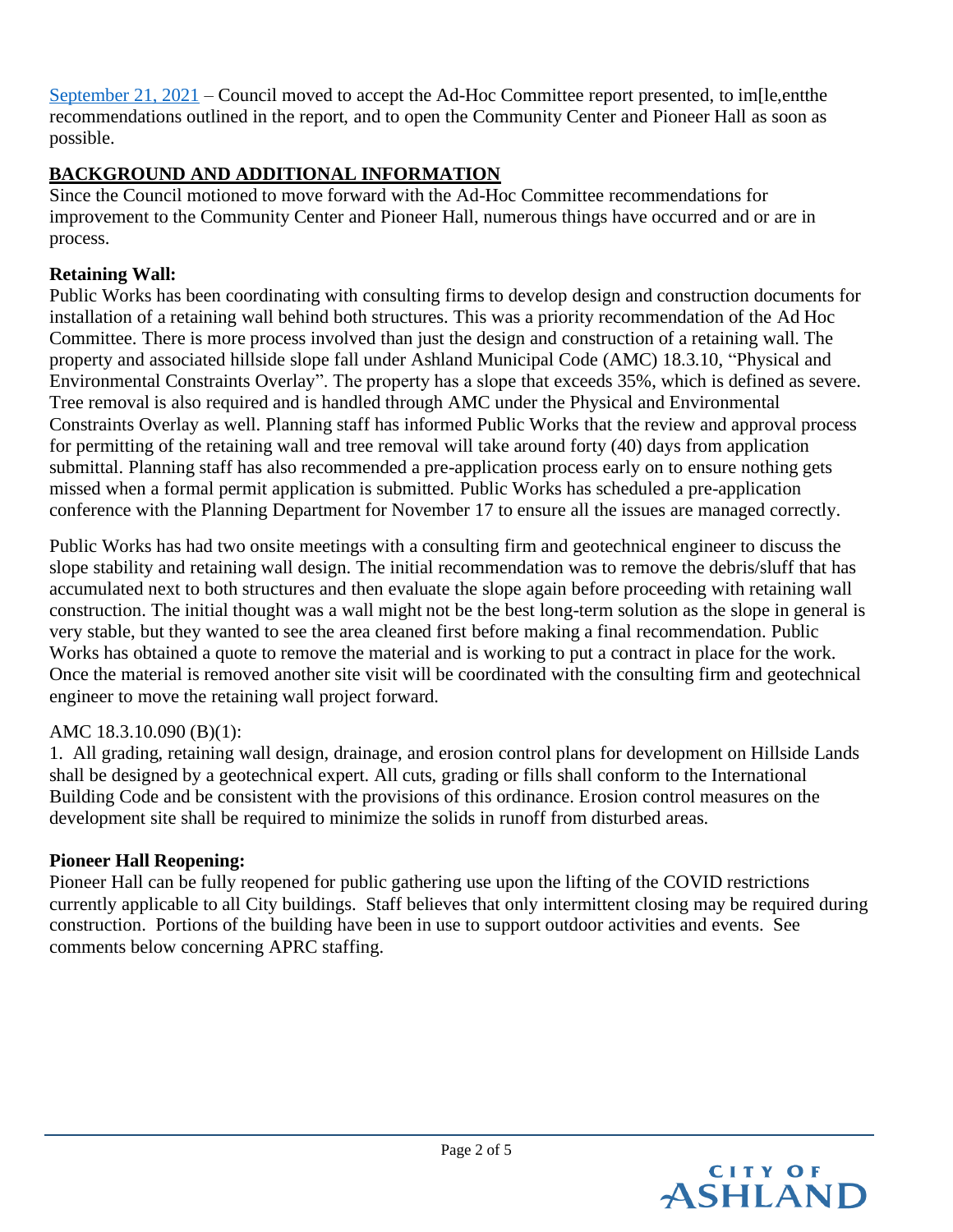[September 21, 2021](#) – Council moved to accept the Ad-Hoc Committee report presented, to im[le,entthe recommendations outlined in the report, and to open the Community Center and Pioneer Hall as soon as possible.

## BACKGROUND AND ADDITIONAL INFORMATION

Since the Council motioned to move forward with the Ad-Hoc Committee recommendations for improvement to the Community Center and Pioneer Hall, numerous things have occurred and or are in process.

### Retaining Wall:

Public Works has been coordinating with consulting firms to develop design and construction documents for installation of a retaining wall behind both structures. This was a priority recommendation of the Ad Hoc Committee. There is more process involved than just the design and construction of a retaining wall. The property and associated hillside slope fall under Ashland Municipal Code (AMC) 18.3.10, "Physical and Environmental Constraints Overlay". The property has a slope that exceeds 35%, which is defined as severe. Tree removal is also required and is handled through AMC under the Physical and Environmental Constraints Overlay as well. Planning staff has informed Public Works that the review and approval process for permitting of the retaining wall and tree removal will take around forty (40) days from application submittal. Planning staff has also recommended a pre-application process early on to ensure nothing gets missed when a formal permit application is submitted. Public Works has scheduled a pre-application conference with the Planning Department for November 17 to ensure all the issues are managed correctly.

Public Works has had two onsite meetings with a consulting firm and geotechnical engineer to discuss the slope stability and retaining wall design. The initial recommendation was to remove the debris/sluff that has accumulated next to both structures and then evaluate the slope again before proceeding with retaining wall construction. The initial thought was a wall might not be the best long-term solution as the slope in general is very stable, but they wanted to see the area cleaned first before making a final recommendation. Public Works has obtained a quote to remove the material and is working to put a contract in place for the work. Once the material is removed another site visit will be coordinated with the consulting firm and geotechnical engineer to move the retaining wall project forward.

AMC 18.3.10.090 (B)(1):

1. All grading, retaining wall design, drainage, and erosion control plans for development on Hillside Lands shall be designed by a geotechnical expert. All cuts, grading or fills shall conform to the International Building Code and be consistent with the provisions of this ordinance. Erosion control measures on the development site shall be required to minimize the solids in runoff from disturbed areas.

### Pioneer Hall Reopening:

Pioneer Hall can be fully reopened for public gathering use upon the lifting of the COVID restrictions currently applicable to all City buildings. Staff believes that only intermittent closing may be required during construction. Portions of the building have been in use to support outdoor activities and events. See comments below concerning APRC staffing.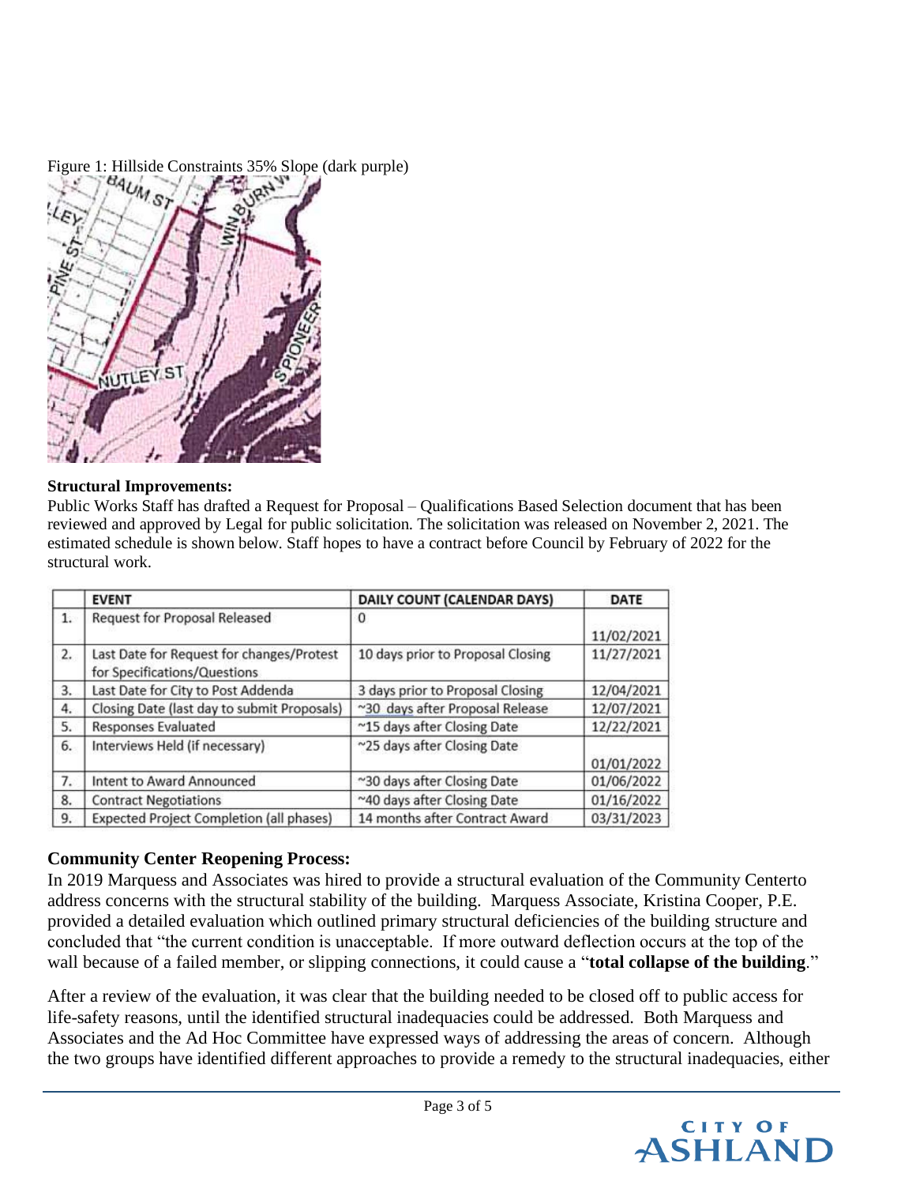Figure 1: Hillside Constraints 35% Slope (dark purple)

**Structural Improvements:**
Public Works Staff has drafted a Request for Proposal – Qualifications Based Selection document that has been reviewed and approved by Legal for public solicitation. The solicitation was released on November 2, 2021. The estimated schedule is shown below. Staff hopes to have a contract before Council by February of 2022 for the structural work.

| | EVENT | DAILY COUNT (CALENDAR DAYS) | DATE |
|---|---|---|---|
| 1. | Request for Proposal Released | 0 | 11/02/2021 |
| 2. | Last Date for Request for changes/Protest for Specifications/Questions | 10 days prior to Proposal Closing | 11/27/2021 |
| 3. | Last Date for City to Post Addenda | 3 days prior to Proposal Closing | 12/04/2021 |
| 4. | Closing Date (last day to submit Proposals) | ~30 days after Proposal Release | 12/07/2021 |
| 5. | Responses Evaluated | ~15 days after Closing Date | 12/22/2021 |
| 6. | Interviews Held (if necessary) | ~25 days after Closing Date | 01/01/2022 |
| 7. | Intent to Award Announced | ~30 days after Closing Date | 01/06/2022 |
| 8. | Contract Negotiations | ~40 days after Closing Date | 01/16/2022 |
| 9. | Expected Project Completion (all phases) | 14 months after Contract Award | 03/31/2023 |

## Community Center Reopening Process:

In 2019 Marquess and Associates was hired to provide a structural evaluation of the Community Centerto address concerns with the structural stability of the building. Marquess Associate, Kristina Cooper, P.E. provided a detailed evaluation which outlined primary structural deficiencies of the building structure and concluded that "the current condition is unacceptable. If more outward deflection occurs at the top of the wall because of a failed member, or slipping connections, it could cause a "**total collapse of the building**."

After a review of the evaluation, it was clear that the building needed to be closed off to public access for life-safety reasons, until the identified structural inadequacies could be addressed. Both Marquess and Associates and the Ad Hoc Committee have expressed ways of addressing the areas of concern. Although the two groups have identified different approaches to provide a remedy to the structural inadequacies, either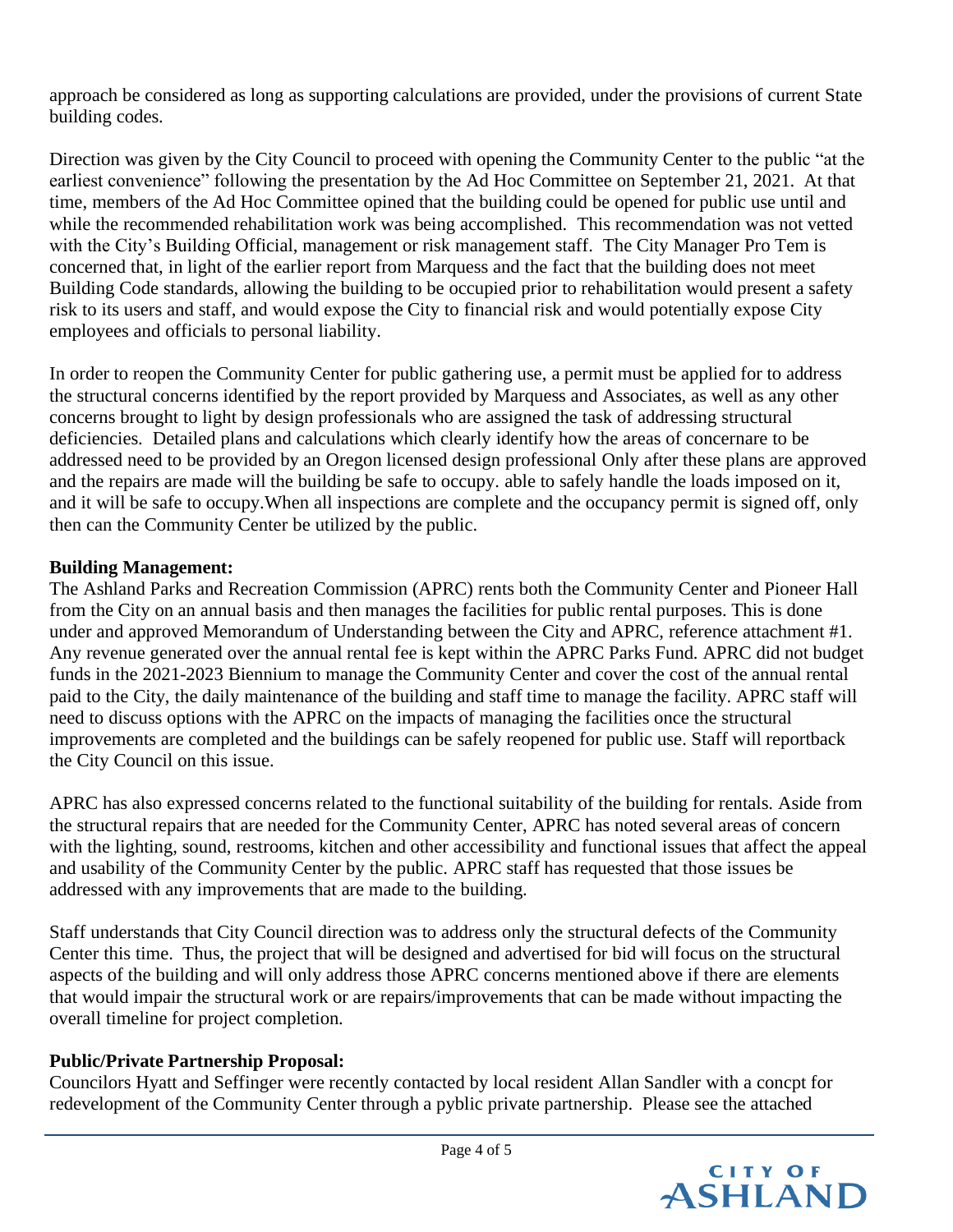approach be considered as long as supporting calculations are provided, under the provisions of current State building codes.

Direction was given by the City Council to proceed with opening the Community Center to the public "at the earliest convenience" following the presentation by the Ad Hoc Committee on September 21, 2021. At that time, members of the Ad Hoc Committee opined that the building could be opened for public use until and while the recommended rehabilitation work was being accomplished. This recommendation was not vetted with the City's Building Official, management or risk management staff. The City Manager Pro Tem is concerned that, in light of the earlier report from Marquess and the fact that the building does not meet Building Code standards, allowing the building to be occupied prior to rehabilitation would present a safety risk to its users and staff, and would expose the City to financial risk and would potentially expose City employees and officials to personal liability.

In order to reopen the Community Center for public gathering use, a permit must be applied for to address the structural concerns identified by the report provided by Marquess and Associates, as well as any other concerns brought to light by design professionals who are assigned the task of addressing structural deficiencies. Detailed plans and calculations which clearly identify how the areas of concernare to be addressed need to be provided by an Oregon licensed design professional Only after these plans are approved and the repairs are made will the building be safe to occupy. able to safely handle the loads imposed on it, and it will be safe to occupy.When all inspections are complete and the occupancy permit is signed off, only then can the Community Center be utilized by the public.

**Building Management:**
The Ashland Parks and Recreation Commission (APRC) rents both the Community Center and Pioneer Hall from the City on an annual basis and then manages the facilities for public rental purposes. This is done under and approved Memorandum of Understanding between the City and APRC, reference attachment #1. Any revenue generated over the annual rental fee is kept within the APRC Parks Fund. APRC did not budget funds in the 2021-2023 Biennium to manage the Community Center and cover the cost of the annual rental paid to the City, the daily maintenance of the building and staff time to manage the facility. APRC staff will need to discuss options with the APRC on the impacts of managing the facilities once the structural improvements are completed and the buildings can be safely reopened for public use. Staff will reportback the City Council on this issue.

APRC has also expressed concerns related to the functional suitability of the building for rentals. Aside from the structural repairs that are needed for the Community Center, APRC has noted several areas of concern with the lighting, sound, restrooms, kitchen and other accessibility and functional issues that affect the appeal and usability of the Community Center by the public. APRC staff has requested that those issues be addressed with any improvements that are made to the building.

Staff understands that City Council direction was to address only the structural defects of the Community Center this time. Thus, the project that will be designed and advertised for bid will focus on the structural aspects of the building and will only address those APRC concerns mentioned above if there are elements that would impair the structural work or are repairs/improvements that can be made without impacting the overall timeline for project completion.

**Public/Private Partnership Proposal:**
Councilors Hyatt and Seffinger were recently contacted by local resident Allan Sandler with a concpt for redevelopment of the Community Center through a pyblic private partnership. Please see the attached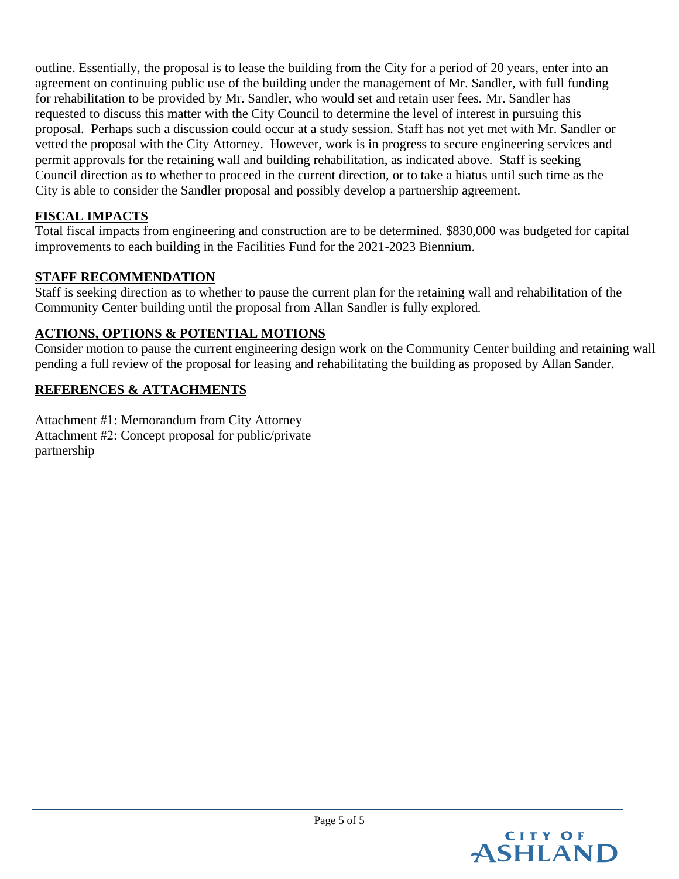outline. Essentially, the proposal is to lease the building from the City for a period of 20 years, enter into an agreement on continuing public use of the building under the management of Mr. Sandler, with full funding for rehabilitation to be provided by Mr. Sandler, who would set and retain user fees. Mr. Sandler has requested to discuss this matter with the City Council to determine the level of interest in pursuing this proposal. Perhaps such a discussion could occur at a study session. Staff has not yet met with Mr. Sandler or vetted the proposal with the City Attorney. However, work is in progress to secure engineering services and permit approvals for the retaining wall and building rehabilitation, as indicated above. Staff is seeking Council direction as to whether to proceed in the current direction, or to take a hiatus until such time as the City is able to consider the Sandler proposal and possibly develop a partnership agreement.

## FISCAL IMPACTS

Total fiscal impacts from engineering and construction are to be determined. $830,000 was budgeted for capital improvements to each building in the Facilities Fund for the 2021-2023 Biennium.

## STAFF RECOMMENDATION

Staff is seeking direction as to whether to pause the current plan for the retaining wall and rehabilitation of the Community Center building until the proposal from Allan Sandler is fully explored.

## ACTIONS, OPTIONS & POTENTIAL MOTIONS

Consider motion to pause the current engineering design work on the Community Center building and retaining wall pending a full review of the proposal for leasing and rehabilitating the building as proposed by Allan Sander.

## REFERENCES & ATTACHMENTS

Attachment #1: Memorandum from City Attorney
Attachment #2: Concept proposal for public/private partnership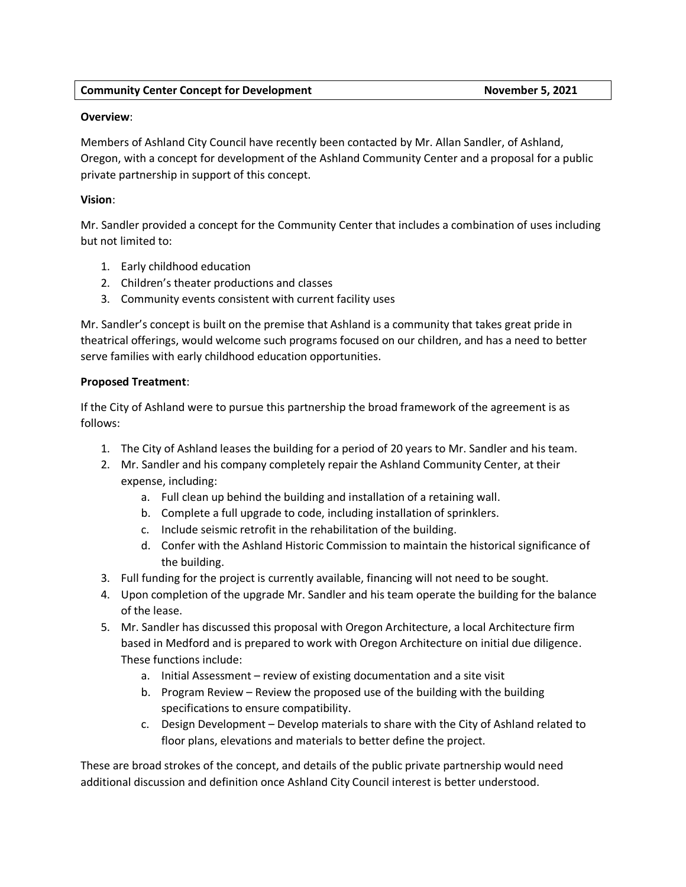**Community Center Concept for Development** **November 5, 2021**

**Overview**:

Members of Ashland City Council have recently been contacted by Mr. Allan Sandler, of Ashland, Oregon, with a concept for development of the Ashland Community Center and a proposal for a public private partnership in support of this concept.

**Vision**:

Mr. Sandler provided a concept for the Community Center that includes a combination of uses including but not limited to:

1. Early childhood education
2. Children's theater productions and classes
3. Community events consistent with current facility uses

Mr. Sandler's concept is built on the premise that Ashland is a community that takes great pride in theatrical offerings, would welcome such programs focused on our children, and has a need to better serve families with early childhood education opportunities.

**Proposed Treatment**:

If the City of Ashland were to pursue this partnership the broad framework of the agreement is as follows:

1. The City of Ashland leases the building for a period of 20 years to Mr. Sandler and his team.
2. Mr. Sandler and his company completely repair the Ashland Community Center, at their expense, including:
   a. Full clean up behind the building and installation of a retaining wall.
   b. Complete a full upgrade to code, including installation of sprinklers.
   c. Include seismic retrofit in the rehabilitation of the building.
   d. Confer with the Ashland Historic Commission to maintain the historical significance of the building.
3. Full funding for the project is currently available, financing will not need to be sought.
4. Upon completion of the upgrade Mr. Sandler and his team operate the building for the balance of the lease.
5. Mr. Sandler has discussed this proposal with Oregon Architecture, a local Architecture firm based in Medford and is prepared to work with Oregon Architecture on initial due diligence. These functions include:
   a. Initial Assessment – review of existing documentation and a site visit
   b. Program Review – Review the proposed use of the building with the building specifications to ensure compatibility.
   c. Design Development – Develop materials to share with the City of Ashland related to floor plans, elevations and materials to better define the project.

These are broad strokes of the concept, and details of the public private partnership would need additional discussion and definition once Ashland City Council interest is better understood.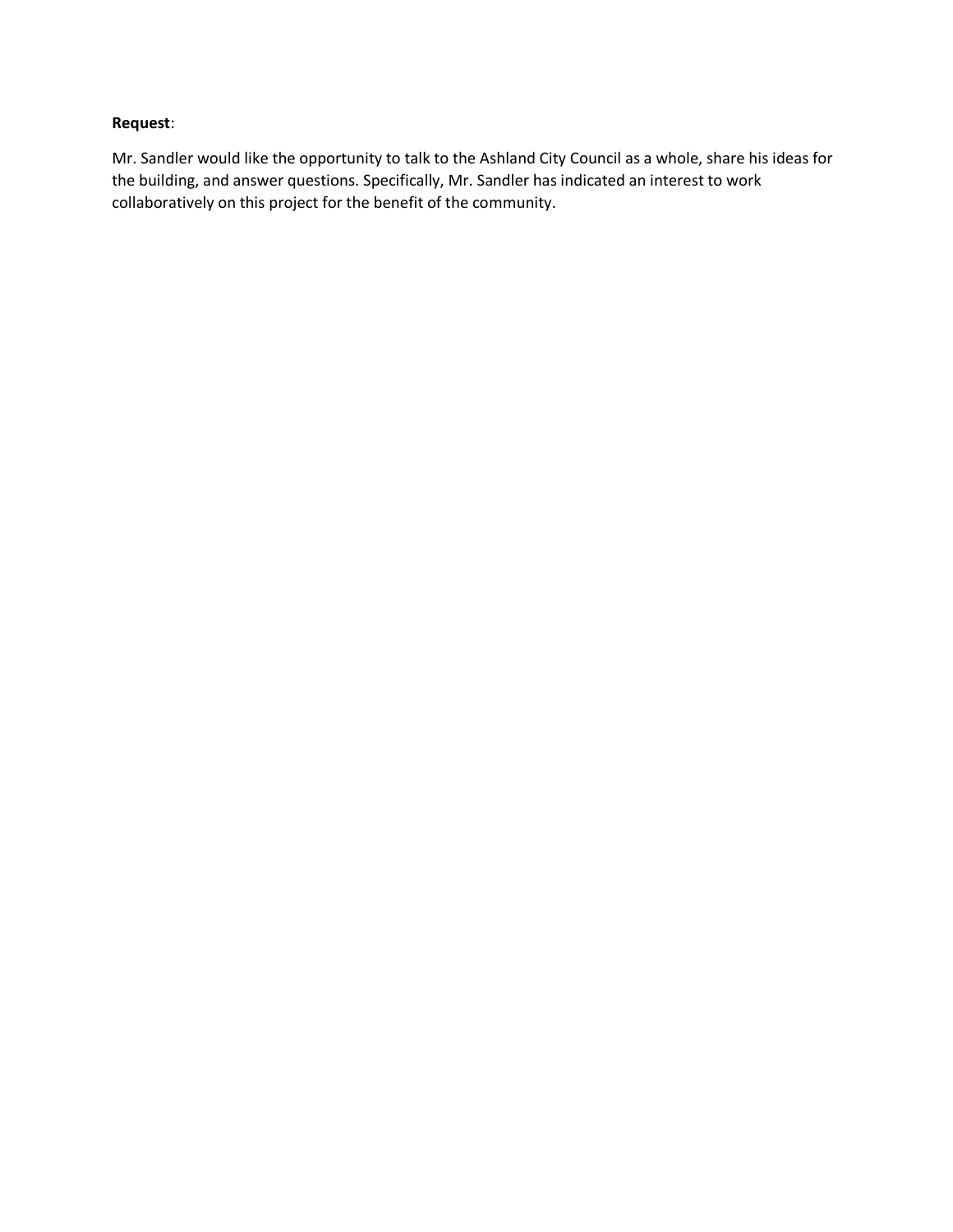**Request**:

Mr. Sandler would like the opportunity to talk to the Ashland City Council as a whole, share his ideas for the building, and answer questions. Specifically, Mr. Sandler has indicated an interest to work collaboratively on this project for the benefit of the community.